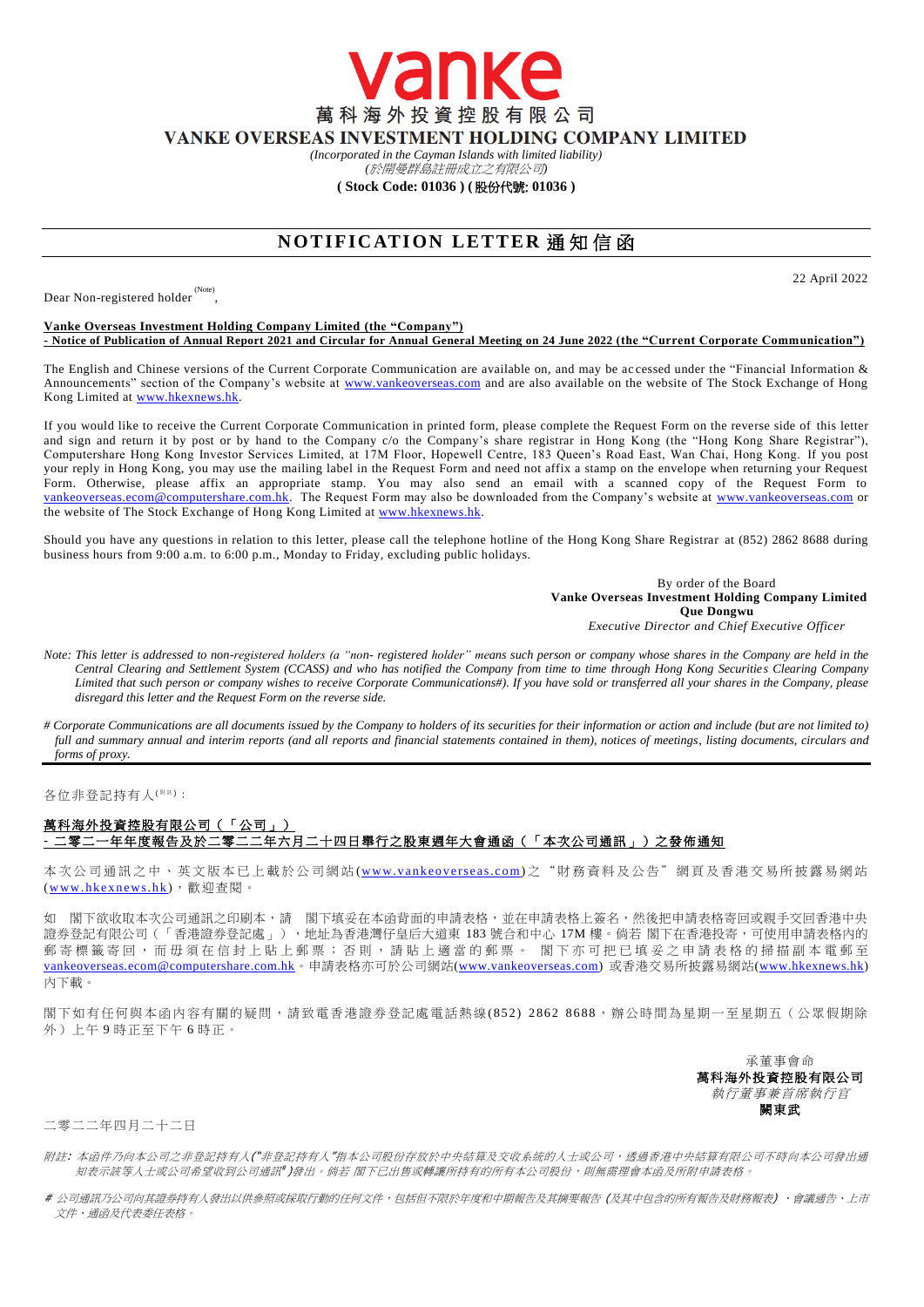vanke

**萬科海外投資控股有限公司**

**VANKE OVERSEAS INVESTMENT HOLDING COMPANY LIMITED**

*(Incorporated in the Cayman Islands with limited liability)*
*(於開曼群島註冊成立之有限公司)*

**( Stock Code: 01036 ) ( 股份代號: 01036 )**

# NOTIFICATION LETTER 通知信函

22 April 2022

Dear Non-registered holder [(Note)],

**Vanke Overseas Investment Holding Company Limited (the "Company")**
**- Notice of Publication of Annual Report 2021 and Circular for Annual General Meeting on 24 June 2022 (the "Current Corporate Communication")**

The English and Chinese versions of the Current Corporate Communication are available on, and may be accessed under the "Financial Information & Announcements" section of the Company's website at www.vankeoverseas.com and are also available on the website of The Stock Exchange of Hong Kong Limited at www.hkexnews.hk.

If you would like to receive the Current Corporate Communication in printed form, please complete the Request Form on the reverse side of this letter and sign and return it by post or by hand to the Company c/o the Company's share registrar in Hong Kong (the "Hong Kong Share Registrar"), Computershare Hong Kong Investor Services Limited, at 17M Floor, Hopewell Centre, 183 Queen's Road East, Wan Chai, Hong Kong. If you post your reply in Hong Kong, you may use the mailing label in the Request Form and need not affix a stamp on the envelope when returning your Request Form. Otherwise, please affix an appropriate stamp. You may also send an email with a scanned copy of the Request Form to vankeoverseas.ecom@computershare.com.hk. The Request Form may also be downloaded from the Company's website at www.vankeoverseas.com or the website of The Stock Exchange of Hong Kong Limited at www.hkexnews.hk.

Should you have any questions in relation to this letter, please call the telephone hotline of the Hong Kong Share Registrar at (852) 2862 8688 during business hours from 9:00 a.m. to 6:00 p.m., Monday to Friday, excluding public holidays.

By order of the Board
**Vanke Overseas Investment Holding Company Limited**
**Que Dongwu**
*Executive Director and Chief Executive Officer*

*Note: This letter is addressed to non-registered holders (a "non- registered holder" means such person or company whose shares in the Company are held in the Central Clearing and Settlement System (CCASS) and who has notified the Company from time to time through Hong Kong Securities Clearing Company Limited that such person or company wishes to receive Corporate Communications#). If you have sold or transferred all your shares in the Company, please disregard this letter and the Request Form on the reverse side.*

*# Corporate Communications are all documents issued by the Company to holders of its securities for their information or action and include (but are not limited to) full and summary annual and interim reports (and all reports and financial statements contained in them), notices of meetings, listing documents, circulars and forms of proxy.*

---

各位非登記持有人[(附註)]：

**萬科海外投資控股有限公司（「公司」）**
**- 二零二一年年度報告及於二零二二年六月二十四日舉行之股東週年大會通函（「本次公司通訊」）之發佈通知**

本次公司通訊之中、英文版本已上載於公司網站(www.vankeoverseas.com)之"財務資料及公告"網頁及香港交易所披露易網站(www.hkexnews.hk)，歡迎查閱。

如 閣下欲收取本次公司通訊之印刷本，請 閣下填妥在本函背面的申請表格，並在申請表格上簽名，然後把申請表格寄回或親手交回香港中央證券登記有限公司（「香港證券登記處」），地址為香港灣仔皇后大道東183號合和中心17M樓。倘若 閣下在香港投寄，可使用申請表格內的郵寄標籤寄回，而毋須在信封上貼上郵票；否則，請貼上適當的郵票。 閣下亦可把已填妥之申請表格的掃描副本電郵至vankeoverseas.ecom@computershare.com.hk。申請表格亦可於公司網站(www.vankeoverseas.com) 或香港交易所披露易網站(www.hkexnews.hk)內下載。

閣下如有任何與本函內容有關的疑問，請致電香港證券登記處電話熱線(852) 2862 8688，辦公時間為星期一至星期五（公眾假期除外）上午9時正至下午6時正。

承董事會命
**萬科海外投資控股有限公司**
*執行董事兼首席執行官*
**闕東武**

二零二二年四月二十二日

*附註：本函件乃向本公司之非登記持有人("非登記持有人"指本公司股份存放於中央結算及交收系統的人士或公司，透過香港中央結算有限公司不時向本公司發出通知表示該等人士或公司希望收到公司通訊#)發出。倘若 閣下已出售或轉讓所持有的所有本公司股份，則無需理會本函及所附申請表格。*

*# 公司通訊乃公司向其證券持有人發出以供參照或採取行動的任何文件，包括但不限於年度和中期報告及其摘要報告(及其中包含的所有報告及財務報表)、會議通告、上市文件、通函及代表委任表格。*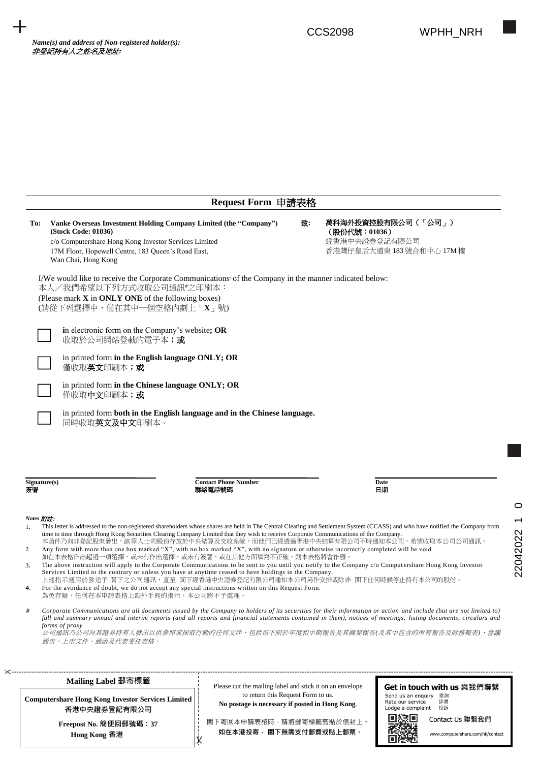CCS2098 WPHH_NRH

*Name(s) and address of Non-registered holder(s):*
*非登記持有人之姓名及地址:*

## Request Form 申請表格

**To:** **Vanke Overseas Investment Holding Company Limited (the "Company")**
**(Stock Code: 01036)**
c/o Computershare Hong Kong Investor Services Limited
17M Floor, Hopewell Centre, 183 Queen's Road East,
Wan Chai, Hong Kong

**致:** **萬科海外投資控股有限公司(「公司」)**
**(股份代號:01036)**
經香港中央證券登記有限公司
香港灣仔皇后大道東 183 號合和中心 17M 樓

I/We would like to receive the Corporate Communications# of the Company in the manner indicated below:
本人/我們希望以下列方式收取公司通訊#之印刷本:
(Please mark **X** in **ONLY ONE** of the following boxes)
(請從下列選擇中,僅在其中一個空格內劃上「**X**」號)

☐ **i**n electronic form on the Company's website**; OR**
收取於公司網站登載的電子本**;或**

☐ in printed form **in the English language ONLY; OR**
僅收取**英文**印刷本**;或**

☐ in printed form **in the Chinese language ONLY; OR**
僅收取**中文**印刷本**;或**

☐ in printed form **both in the English language and in the Chinese language.**
同時收取**英文及中文**印刷本。

| **Signature(s) 簽署** | **Contact Phone Number 聯絡電話號碼** | **Date 日期** |
|---|---|---|
| | | |

*Notes 附註:*

1. This letter is addressed to the non-registered shareholders whose shares are held in The Central Clearing and Settlement System (CCASS) and who have notified the Company from time to time through Hong Kong Securities Clearing Company Limited that they wish to receive Corporate Communications of the Company.
本函件乃向非登記股東發出,該等人士的股份存放於中央結算及交收系統,而他們已經透過香港中央結算有限公司不時通知本公司,希望收取本公司公司通訊。
2. Any form with more than one box marked "X", with no box marked "X", with no signature or otherwise incorrectly completed will be void.
如在本表格作出超過一項選擇、或未有作出選擇、或未有簽署、或在其他方面填寫不正確,則本表格將會作廢。
3. The above instruction will apply to the Corporate Communications to be sent to you until you notify to the Company c/o Computershare Hong Kong Investor Services Limited to the contrary or unless you have at anytime ceased to have holdings in the Company.
上述指示適用於發送予 閣下之公司通訊,直至 閣下經香港中央證券登記有限公司通知本公司另作安排或除非 閣下任何時候停止持有本公司的股份。
4. For the avoidance of doubt, we do not accept any special instructions written on this Request Form.
為免存疑,任何在本申請表格上額外手寫的指示,本公司將不予處理。

\# *Corporate Communications are all documents issued by the Company to holders of its securities for their information or action and include (but are not limited to) full and summary annual and interim reports (and all reports and financial statements contained in them), notices of meetings, listing documents, circulars and forms of proxy.*
*公司通訊乃公司向其證券持有人發出以供參照或採取行動的任何文件,包括但不限於年度和中期報告及其摘要報告(及其中包含的所有報告及財務報表)、會議通告、上市文件、通函及代表委任表格。*

22042022 1 0

**Mailing Label 郵寄標籤**

**Computershare Hong Kong Investor Services Limited**
**香港中央證券登記有限公司**
**Freepost No. 簡便回郵號碼:37**
**Hong Kong 香港**

Please cut the mailing label and stick it on an envelope to return this Request Form to us.
**No postage is necessary if posted in Hong Kong**.

閣下寄回本申請表格時,請將郵寄標籤剪貼於信封上。
**如在本港投寄, 閣下無需支付郵費或貼上郵票。**

**Get in touch with us 與我們聯繫**
Send us an enquiry 查詢
Rate our service 評價
Lodge a complaint 投訴
Contact Us **聯繫我們**
www.computershare.com/hk/contact